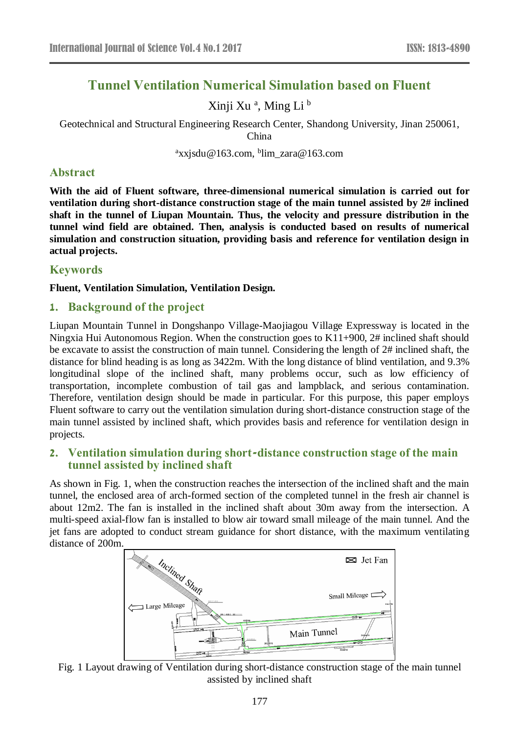# Tunnel Ventilation Numerical Simulation based on Fluent

Xinji Xu [a], Ming Li [b]

Geotechnical and Structural Engineering Research Center, Shandong University, Jinan 250061, China

[a]xxjsdu@163.com, [b]lim_zara@163.com

## Abstract

**With the aid of Fluent software, three-dimensional numerical simulation is carried out for ventilation during short-distance construction stage of the main tunnel assisted by 2# inclined shaft in the tunnel of Liupan Mountain. Thus, the velocity and pressure distribution in the tunnel wind field are obtained. Then, analysis is conducted based on results of numerical simulation and construction situation, providing basis and reference for ventilation design in actual projects.**

## Keywords

**Fluent, Ventilation Simulation, Ventilation Design.**

## 1. Background of the project

Liupan Mountain Tunnel in Dongshanpo Village-Maojiagou Village Expressway is located in the Ningxia Hui Autonomous Region. When the construction goes to K11+900, 2# inclined shaft should be excavate to assist the construction of main tunnel. Considering the length of 2# inclined shaft, the distance for blind heading is as long as 3422m. With the long distance of blind ventilation, and 9.3% longitudinal slope of the inclined shaft, many problems occur, such as low efficiency of transportation, incomplete combustion of tail gas and lampblack, and serious contamination. Therefore, ventilation design should be made in particular. For this purpose, this paper employs Fluent software to carry out the ventilation simulation during short-distance construction stage of the main tunnel assisted by inclined shaft, which provides basis and reference for ventilation design in projects.

## 2. Ventilation simulation during short-distance construction stage of the main tunnel assisted by inclined shaft

As shown in Fig. 1, when the construction reaches the intersection of the inclined shaft and the main tunnel, the enclosed area of arch-formed section of the completed tunnel in the fresh air channel is about 12m2. The fan is installed in the inclined shaft about 30m away from the intersection. A multi-speed axial-flow fan is installed to blow air toward small mileage of the main tunnel. And the jet fans are adopted to conduct stream guidance for short distance, with the maximum ventilating distance of 200m.

Fig. 1 Layout drawing of Ventilation during short-distance construction stage of the main tunnel assisted by inclined shaft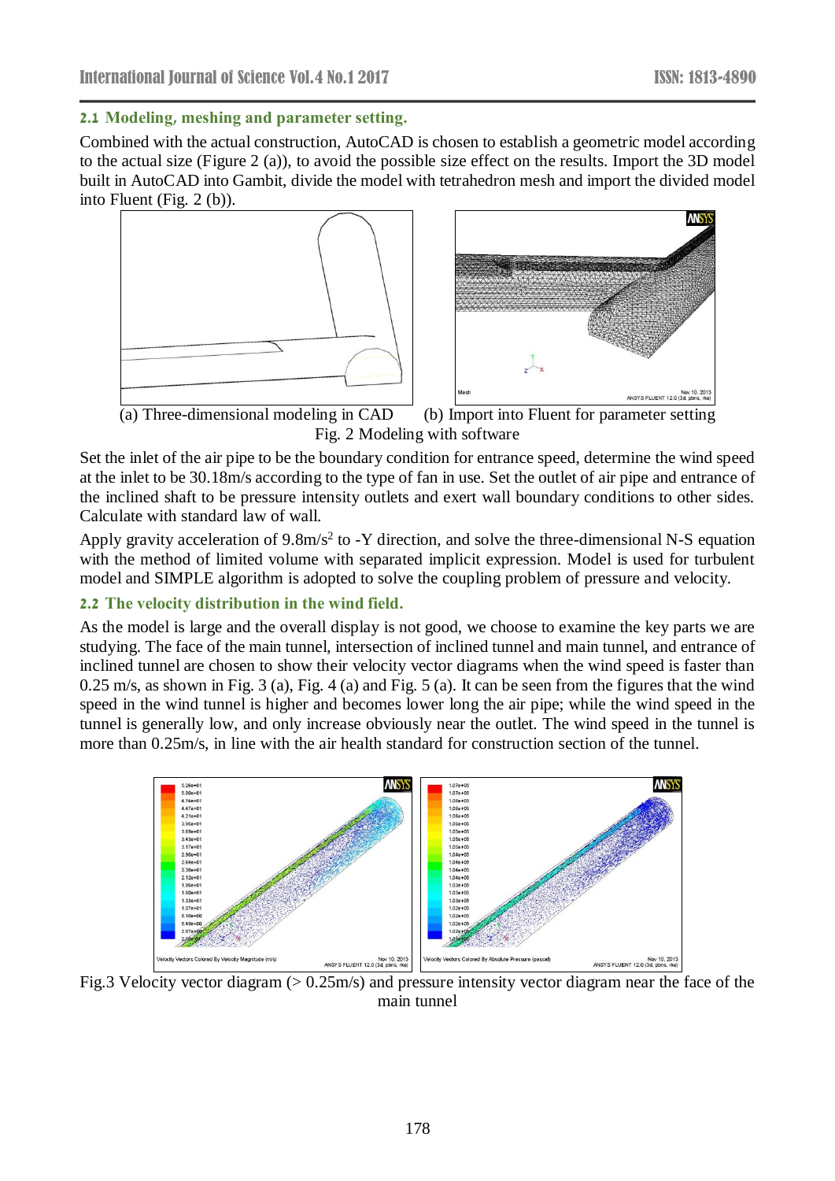### 2.1 Modeling, meshing and parameter setting.

Combined with the actual construction, AutoCAD is chosen to establish a geometric model according to the actual size (Figure 2 (a)), to avoid the possible size effect on the results. Import the 3D model built in AutoCAD into Gambit, divide the model with tetrahedron mesh and import the divided model into Fluent (Fig. 2 (b)).

(a) Three-dimensional modeling in CAD (b) Import into Fluent for parameter setting

Fig. 2 Modeling with software

Set the inlet of the air pipe to be the boundary condition for entrance speed, determine the wind speed at the inlet to be 30.18m/s according to the type of fan in use. Set the outlet of air pipe and entrance of the inclined shaft to be pressure intensity outlets and exert wall boundary conditions to other sides. Calculate with standard law of wall.

Apply gravity acceleration of 9.8m/s$^2$ to -Y direction, and solve the three-dimensional N-S equation with the method of limited volume with separated implicit expression. Model is used for turbulent model and SIMPLE algorithm is adopted to solve the coupling problem of pressure and velocity.

### 2.2 The velocity distribution in the wind field.

As the model is large and the overall display is not good, we choose to examine the key parts we are studying. The face of the main tunnel, intersection of inclined tunnel and main tunnel, and entrance of inclined tunnel are chosen to show their velocity vector diagrams when the wind speed is faster than 0.25 m/s, as shown in Fig. 3 (a), Fig. 4 (a) and Fig. 5 (a). It can be seen from the figures that the wind speed in the wind tunnel is higher and becomes lower long the air pipe; while the wind speed in the tunnel is generally low, and only increase obviously near the outlet. The wind speed in the tunnel is more than 0.25m/s, in line with the air health standard for construction section of the tunnel.

Fig.3 Velocity vector diagram (> 0.25m/s) and pressure intensity vector diagram near the face of the main tunnel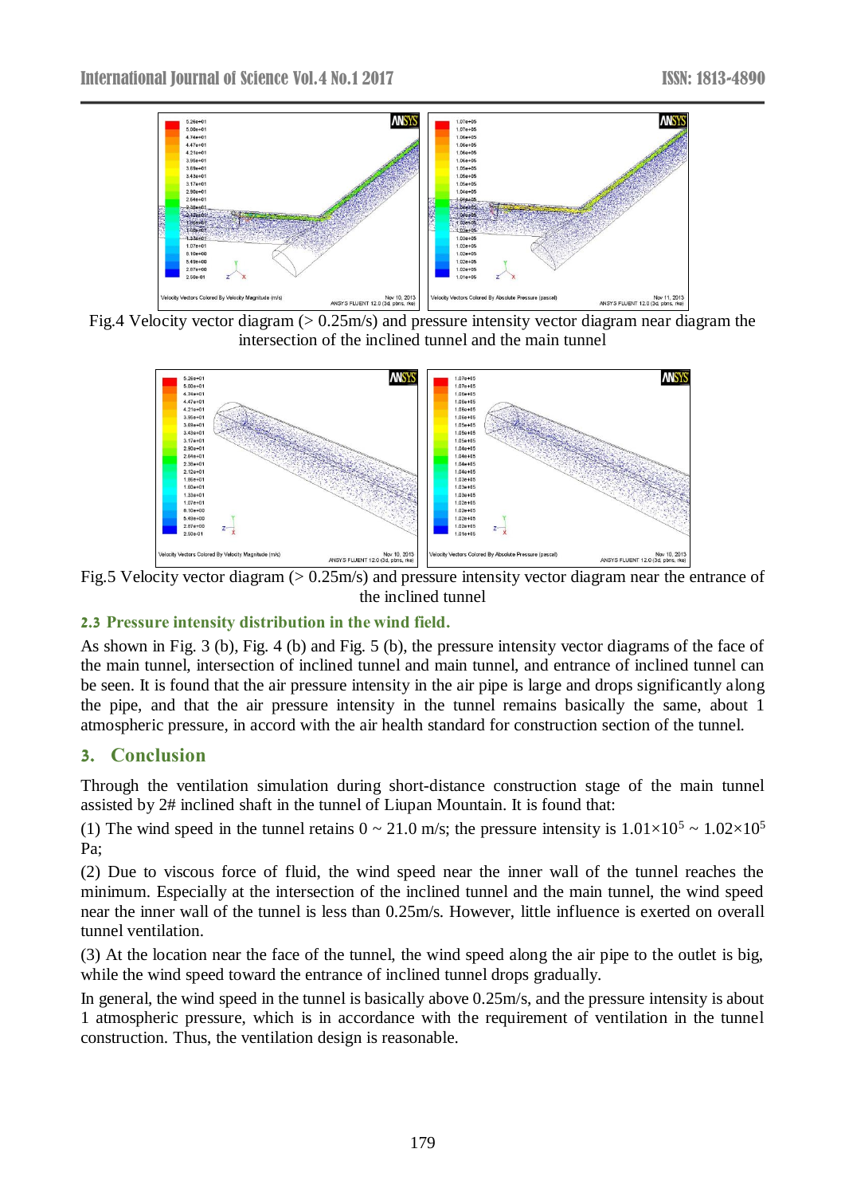Fig.4 Velocity vector diagram (> 0.25m/s) and pressure intensity vector diagram near diagram the intersection of the inclined tunnel and the main tunnel

Fig.5 Velocity vector diagram (> 0.25m/s) and pressure intensity vector diagram near the entrance of the inclined tunnel

### 2.3 Pressure intensity distribution in the wind field.

As shown in Fig. 3 (b), Fig. 4 (b) and Fig. 5 (b), the pressure intensity vector diagrams of the face of the main tunnel, intersection of inclined tunnel and main tunnel, and entrance of inclined tunnel can be seen. It is found that the air pressure intensity in the air pipe is large and drops significantly along the pipe, and that the air pressure intensity in the tunnel remains basically the same, about 1 atmospheric pressure, in accord with the air health standard for construction section of the tunnel.

## 3. Conclusion

Through the ventilation simulation during short-distance construction stage of the main tunnel assisted by 2# inclined shaft in the tunnel of Liupan Mountain. It is found that:

(1) The wind speed in the tunnel retains 0 ~ 21.0 m/s; the pressure intensity is $1.01\times10^5$ ~ $1.02\times10^5$ Pa;

(2) Due to viscous force of fluid, the wind speed near the inner wall of the tunnel reaches the minimum. Especially at the intersection of the inclined tunnel and the main tunnel, the wind speed near the inner wall of the tunnel is less than 0.25m/s. However, little influence is exerted on overall tunnel ventilation.

(3) At the location near the face of the tunnel, the wind speed along the air pipe to the outlet is big, while the wind speed toward the entrance of inclined tunnel drops gradually.

In general, the wind speed in the tunnel is basically above 0.25m/s, and the pressure intensity is about 1 atmospheric pressure, which is in accordance with the requirement of ventilation in the tunnel construction. Thus, the ventilation design is reasonable.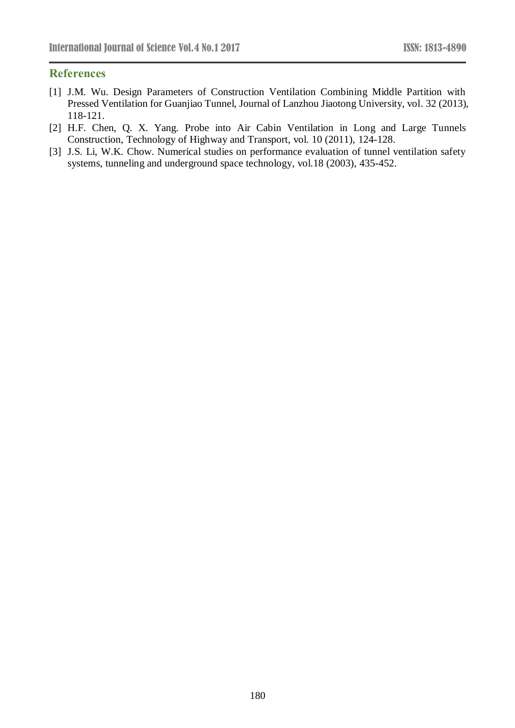## References

[1] J.M. Wu. Design Parameters of Construction Ventilation Combining Middle Partition with Pressed Ventilation for Guanjiao Tunnel, Journal of Lanzhou Jiaotong University, vol. 32 (2013), 118-121.

[2] H.F. Chen, Q. X. Yang. Probe into Air Cabin Ventilation in Long and Large Tunnels Construction, Technology of Highway and Transport, vol. 10 (2011), 124-128.

[3] J.S. Li, W.K. Chow. Numerical studies on performance evaluation of tunnel ventilation safety systems, tunneling and underground space technology, vol.18 (2003), 435-452.